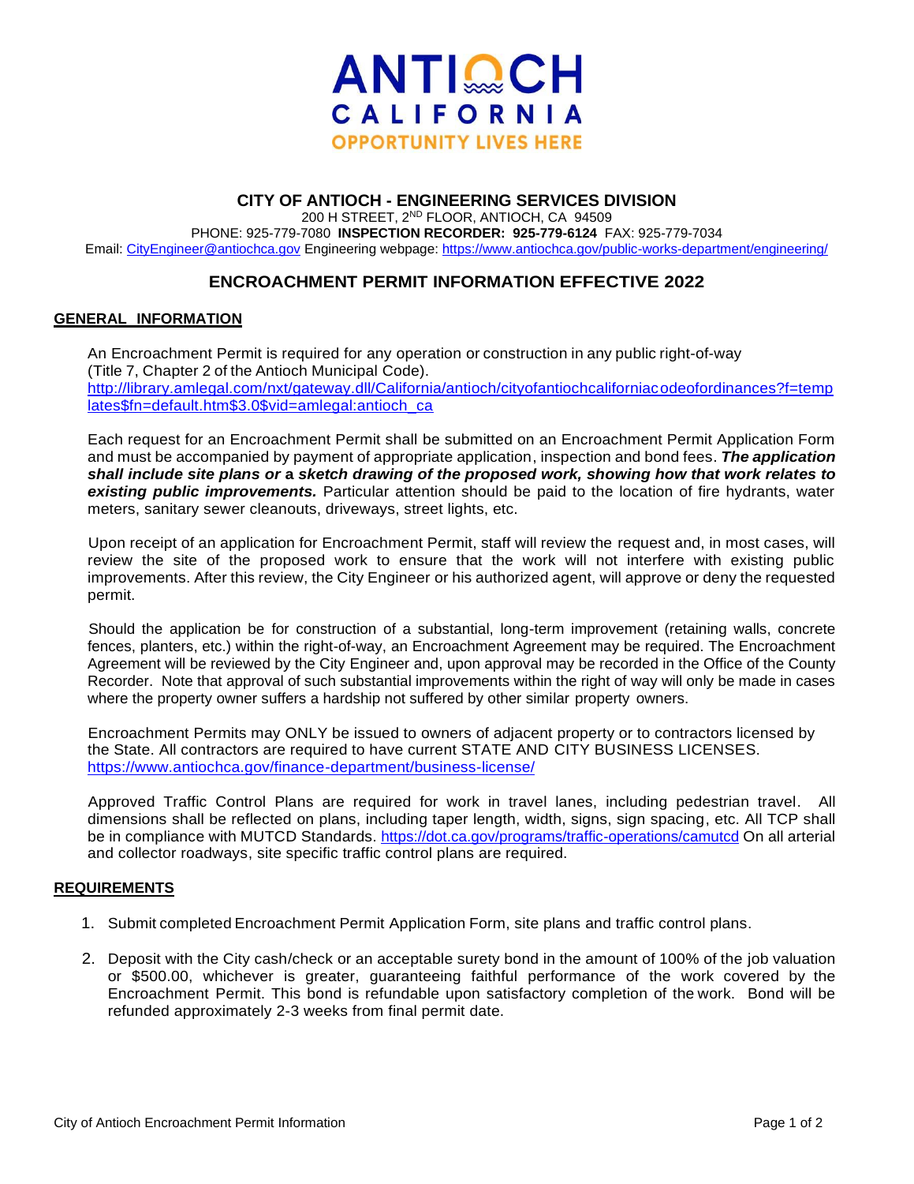# ANTIOCH
## CALIFORNIA
OPPORTUNITY LIVES HERE

**CITY OF ANTIOCH - ENGINEERING SERVICES DIVISION**

200 H STREET, 2ND FLOOR, ANTIOCH, CA 94509

PHONE: 925-779-7080 **INSPECTION RECORDER: 925-779-6124** FAX: 925-779-7034

Email: CityEngineer@antiochca.gov Engineering webpage: https://www.antiochca.gov/public-works-department/engineering/

## ENCROACHMENT PERMIT INFORMATION EFFECTIVE 2022

### GENERAL INFORMATION

An Encroachment Permit is required for any operation or construction in any public right-of-way (Title 7, Chapter 2 of the Antioch Municipal Code). http://library.amlegal.com/nxt/gateway.dll/California/antioch/cityofantiochcaliforniacodeofordinances?f=templates$fn=default.htm$3.0$vid=amlegal:antioch_ca

Each request for an Encroachment Permit shall be submitted on an Encroachment Permit Application Form and must be accompanied by payment of appropriate application, inspection and bond fees. ***The application shall include site plans or*** **a** ***sketch drawing of the proposed work, showing how that work relates to existing public improvements.*** Particular attention should be paid to the location of fire hydrants, water meters, sanitary sewer cleanouts, driveways, street lights, etc.

Upon receipt of an application for Encroachment Permit, staff will review the request and, in most cases, will review the site of the proposed work to ensure that the work will not interfere with existing public improvements. After this review, the City Engineer or his authorized agent, will approve or deny the requested permit.

Should the application be for construction of a substantial, long-term improvement (retaining walls, concrete fences, planters, etc.) within the right-of-way, an Encroachment Agreement may be required. The Encroachment Agreement will be reviewed by the City Engineer and, upon approval may be recorded in the Office of the County Recorder. Note that approval of such substantial improvements within the right of way will only be made in cases where the property owner suffers a hardship not suffered by other similar property owners.

Encroachment Permits may ONLY be issued to owners of adjacent property or to contractors licensed by the State. All contractors are required to have current STATE AND CITY BUSINESS LICENSES. https://www.antiochca.gov/finance-department/business-license/

Approved Traffic Control Plans are required for work in travel lanes, including pedestrian travel. All dimensions shall be reflected on plans, including taper length, width, signs, sign spacing, etc. All TCP shall be in compliance with MUTCD Standards. https://dot.ca.gov/programs/traffic-operations/camutcd On all arterial and collector roadways, site specific traffic control plans are required.

### REQUIREMENTS

1. Submit completed Encroachment Permit Application Form, site plans and traffic control plans.
2. Deposit with the City cash/check or an acceptable surety bond in the amount of 100% of the job valuation or $500.00, whichever is greater, guaranteeing faithful performance of the work covered by the Encroachment Permit. This bond is refundable upon satisfactory completion of the work. Bond will be refunded approximately 2-3 weeks from final permit date.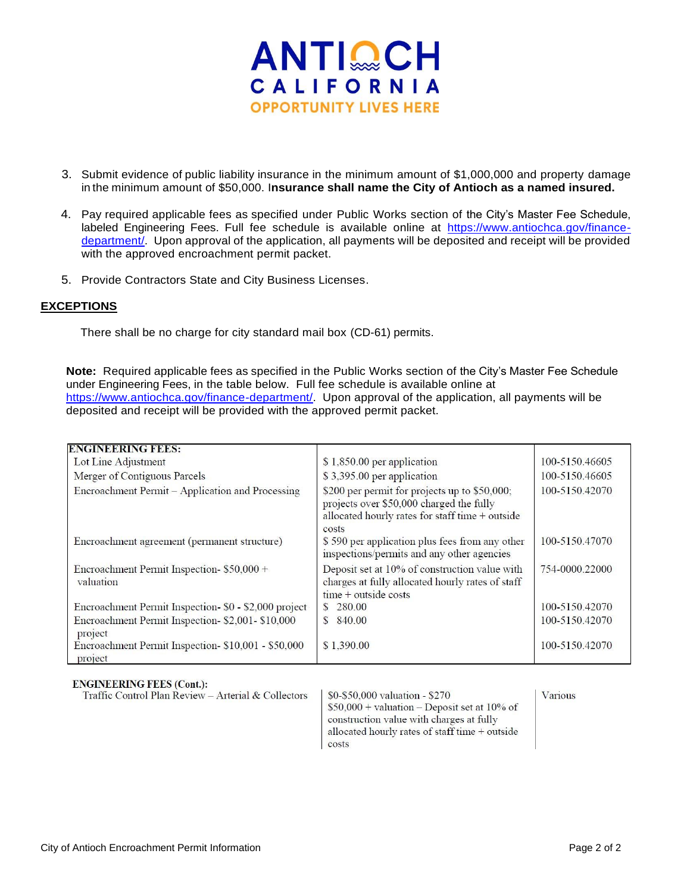3. Submit evidence of public liability insurance in the minimum amount of $1,000,000 and property damage in the minimum amount of $50,000. I**nsurance shall name the City of Antioch as a named insured.**

4. Pay required applicable fees as specified under Public Works section of the City's Master Fee Schedule, labeled Engineering Fees. Full fee schedule is available online at https://www.antiochca.gov/finance-department/. Upon approval of the application, all payments will be deposited and receipt will be provided with the approved encroachment permit packet.

5. Provide Contractors State and City Business Licenses.

## EXCEPTIONS

There shall be no charge for city standard mail box (CD-61) permits.

**Note:** Required applicable fees as specified in the Public Works section of the City's Master Fee Schedule under Engineering Fees, in the table below. Full fee schedule is available online at https://www.antiochca.gov/finance-department/. Upon approval of the application, all payments will be deposited and receipt will be provided with the approved permit packet.

| ENGINEERING FEES: | | |
|---|---|---|
| Lot Line Adjustment | $ 1,850.00 per application | 100-5150.46605 |
| Merger of Contiguous Parcels | $ 3,395.00 per application | 100-5150.46605 |
| Encroachment Permit – Application and Processing | $200 per permit for projects up to $50,000; projects over $50,000 charged the fully allocated hourly rates for staff time + outside costs | 100-5150.42070 |
| Encroachment agreement (permanent structure) | $ 590 per application plus fees from any other inspections/permits and any other agencies | 100-5150.47070 |
| Encroachment Permit Inspection- $50,000 + valuation | Deposit set at 10% of construction value with charges at fully allocated hourly rates of staff time + outside costs | 754-0000.22000 |
| Encroachment Permit Inspection- $0 - $2,000 project | $ 280.00 | 100-5150.42070 |
| Encroachment Permit Inspection- $2,001- $10,000 project | $ 840.00 | 100-5150.42070 |
| Encroachment Permit Inspection- $10,001 - $50,000 project | $ 1,390.00 | 100-5150.42070 |
| **ENGINEERING FEES (Cont.):** | | |
| Traffic Control Plan Review – Arterial & Collectors | $0-$50,000 valuation - $270<br>$50,000 + valuation – Deposit set at 10% of construction value with charges at fully allocated hourly rates of staff time + outside costs | Various |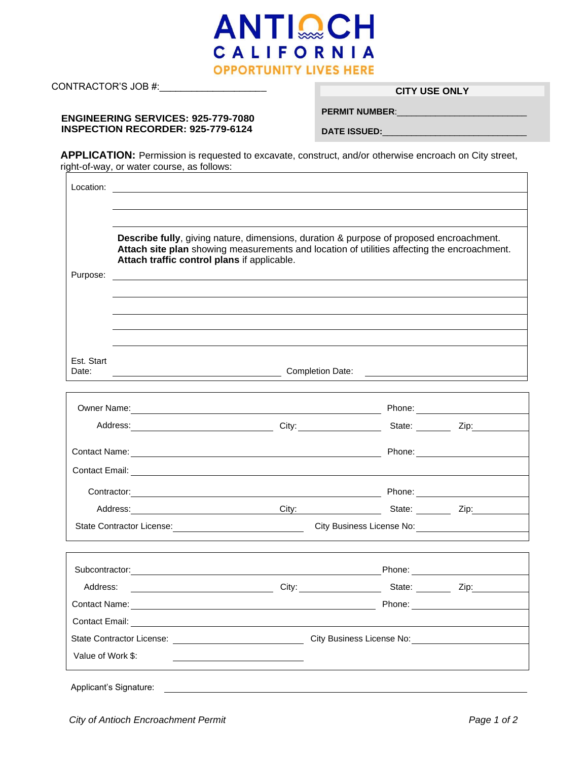# ANTIOCH CALIFORNIA

OPPORTUNITY LIVES HERE

CONTRACTOR'S JOB #:____________________

| CITY USE ONLY |
|---|
| **PERMIT NUMBER**:__________________________ |
| **DATE ISSUED:**____________________________ |

**ENGINEERING SERVICES: 925-779-7080**
**INSPECTION RECORDER: 925-779-6124**

**APPLICATION:** Permission is requested to excavate, construct, and/or otherwise encroach on City street, right-of-way, or water course, as follows:

Location: ______________________________________________

______________________________________________

______________________________________________

**Describe fully**, giving nature, dimensions, duration & purpose of proposed encroachment. **Attach site plan** showing measurements and location of utilities affecting the encroachment. **Attach traffic control plans** if applicable.

Purpose: ______________________________________________

______________________________________________

______________________________________________

______________________________________________

______________________________________________

Est. Start Date: ____________________ Completion Date: ____________________

Owner Name: ______________________________ Phone: ____________

Address: ____________________ City: ____________ State: ______ Zip: ________

Contact Name: ______________________________ Phone: ____________

Contact Email: ______________________________________________

Contractor: ______________________________ Phone: ____________

Address: ____________________ City: ____________ State: ______ Zip: ________

State Contractor License: ____________________ City Business License No: ____________

Subcontractor: ______________________________ Phone: ____________

Address: ____________________ City: ____________ State: ______ Zip: ________

Contact Name: ______________________________ Phone: ____________

Contact Email: ______________________________________________

State Contractor License: ____________________ City Business License No: ____________

Value of Work $: ____________________

Applicant's Signature: ______________________________________________

*City of Antioch Encroachment Permit*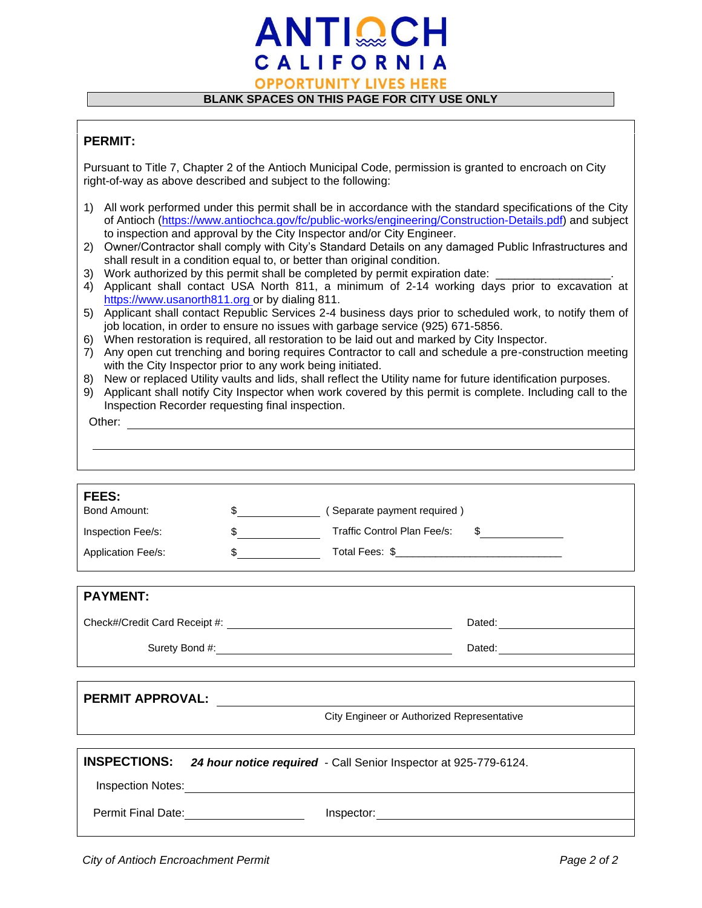**ANTIOCH CALIFORNIA**
**OPPORTUNITY LIVES HERE**

**BLANK SPACES ON THIS PAGE FOR CITY USE ONLY**

## PERMIT:

Pursuant to Title 7, Chapter 2 of the Antioch Municipal Code, permission is granted to encroach on City right-of-way as above described and subject to the following:

1) All work performed under this permit shall be in accordance with the standard specifications of the City of Antioch (https://www.antiochca.gov/fc/public-works/engineering/Construction-Details.pdf) and subject to inspection and approval by the City Inspector and/or City Engineer.
2) Owner/Contractor shall comply with City's Standard Details on any damaged Public Infrastructures and shall result in a condition equal to, or better than original condition.
3) Work authorized by this permit shall be completed by permit expiration date: _________________.
4) Applicant shall contact USA North 811, a minimum of 2-14 working days prior to excavation at https://www.usanorth811.org or by dialing 811.
5) Applicant shall contact Republic Services 2-4 business days prior to scheduled work, to notify them of job location, in order to ensure no issues with garbage service (925) 671-5856.
6) When restoration is required, all restoration to be laid out and marked by City Inspector.
7) Any open cut trenching and boring requires Contractor to call and schedule a pre-construction meeting with the City Inspector prior to any work being initiated.
8) New or replaced Utility vaults and lids, shall reflect the Utility name for future identification purposes.
9) Applicant shall notify City Inspector when work covered by this permit is complete. Including call to the Inspection Recorder requesting final inspection.

Other: ______________________________________________

______________________________________________

## FEES:

Bond Amount: $__________ ( Separate payment required )

Inspection Fee/s: $__________ Traffic Control Plan Fee/s: $__________

Application Fee/s: $__________ Total Fees: $__________________________

## PAYMENT:

Check#/Credit Card Receipt #: ______________________ Dated: __________

Surety Bond #: ______________________ Dated: __________

## PERMIT APPROVAL: ______________________

City Engineer or Authorized Representative

## INSPECTIONS: *24 hour notice required* - Call Senior Inspector at 925-779-6124.

Inspection Notes: ______________________________________________

Permit Final Date: __________ Inspector: ______________________

*City of Antioch Encroachment Permit*